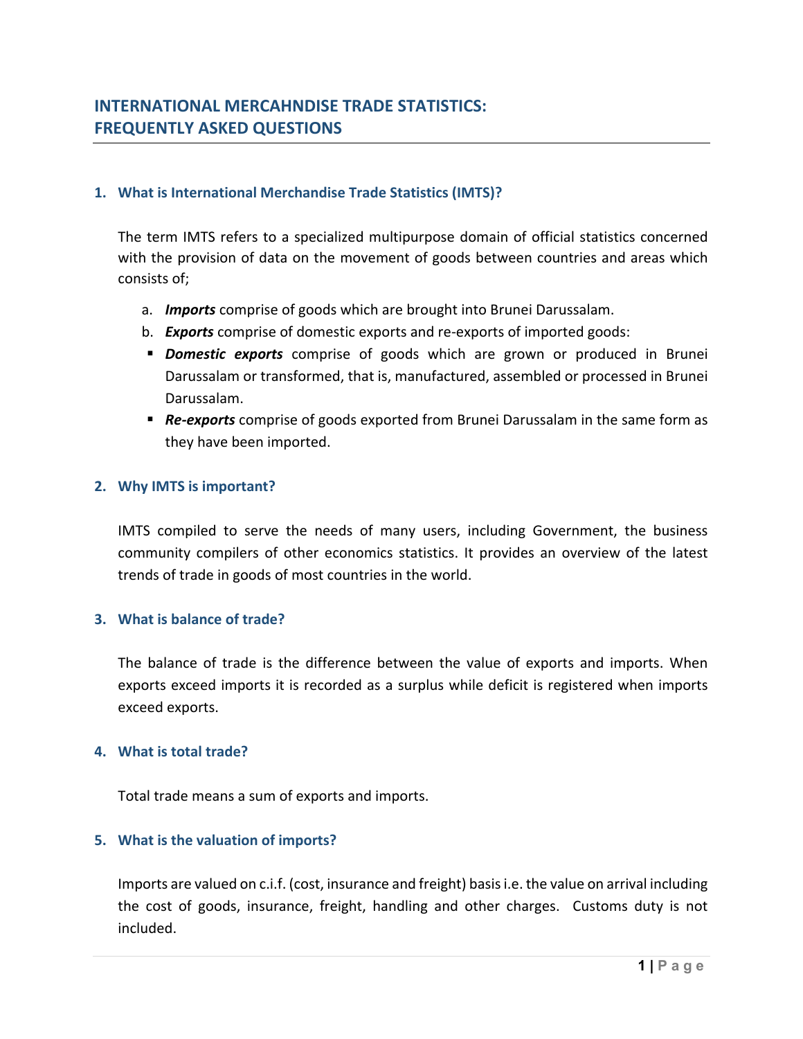# INTERNATIONAL MERCAHNDISE TRADE STATISTICS: FREQUENTLY ASKED QUESTIONS

## 1. What is International Merchandise Trade Statistics (IMTS)?

The term IMTS refers to a specialized multipurpose domain of official statistics concerned with the provision of data on the movement of goods between countries and areas which consists of;

a. ***Imports*** comprise of goods which are brought into Brunei Darussalam.

b. ***Exports*** comprise of domestic exports and re-exports of imported goods:

- ***Domestic exports*** comprise of goods which are grown or produced in Brunei Darussalam or transformed, that is, manufactured, assembled or processed in Brunei Darussalam.
- ***Re-exports*** comprise of goods exported from Brunei Darussalam in the same form as they have been imported.

## 2. Why IMTS is important?

IMTS compiled to serve the needs of many users, including Government, the business community compilers of other economics statistics. It provides an overview of the latest trends of trade in goods of most countries in the world.

## 3. What is balance of trade?

The balance of trade is the difference between the value of exports and imports. When exports exceed imports it is recorded as a surplus while deficit is registered when imports exceed exports.

## 4. What is total trade?

Total trade means a sum of exports and imports.

## 5. What is the valuation of imports?

Imports are valued on c.i.f. (cost, insurance and freight) basis i.e. the value on arrival including the cost of goods, insurance, freight, handling and other charges. Customs duty is not included.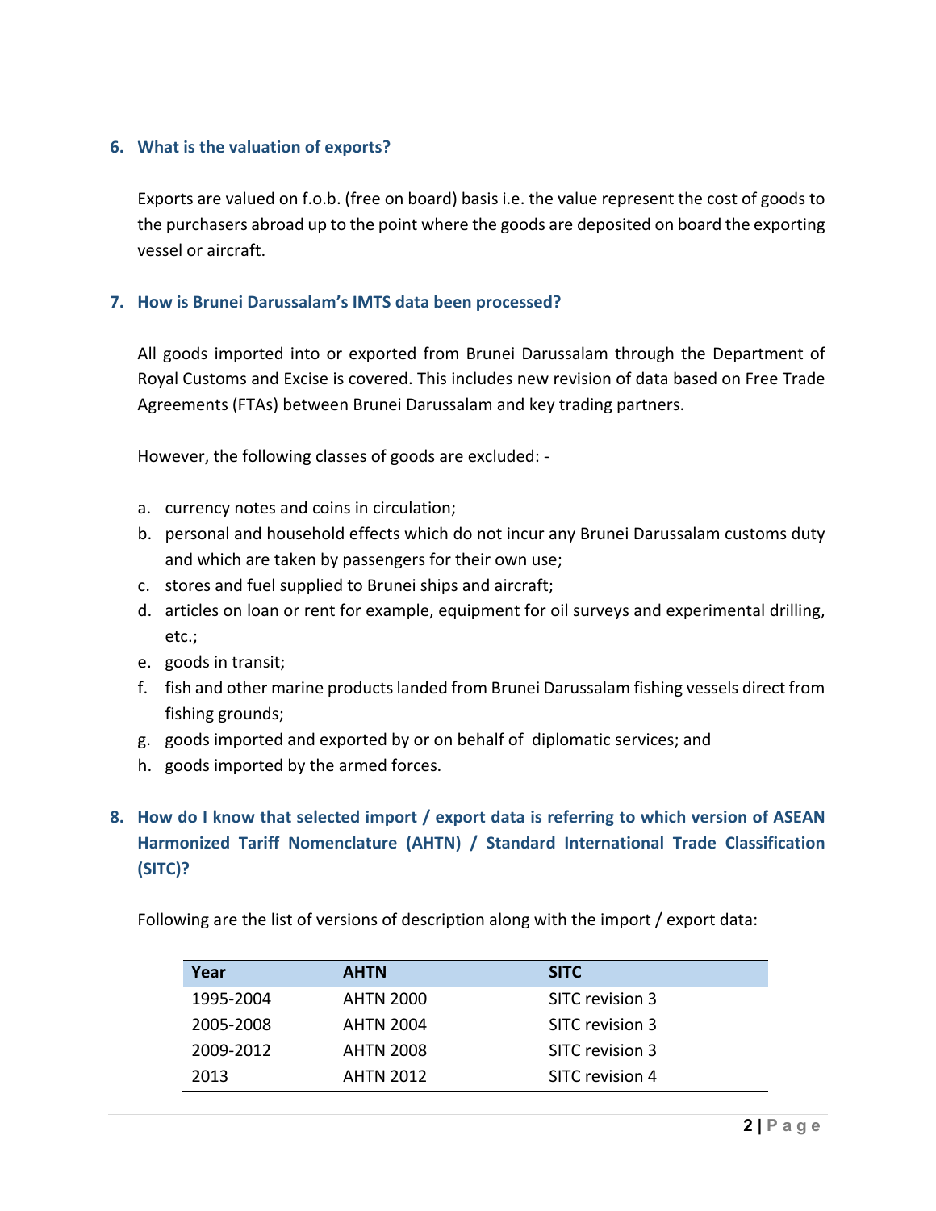6. **What is the valuation of exports?**

   Exports are valued on f.o.b. (free on board) basis i.e. the value represent the cost of goods to the purchasers abroad up to the point where the goods are deposited on board the exporting vessel or aircraft.

7. **How is Brunei Darussalam's IMTS data been processed?**

   All goods imported into or exported from Brunei Darussalam through the Department of Royal Customs and Excise is covered. This includes new revision of data based on Free Trade Agreements (FTAs) between Brunei Darussalam and key trading partners.

   However, the following classes of goods are excluded: -

   a. currency notes and coins in circulation;
   b. personal and household effects which do not incur any Brunei Darussalam customs duty and which are taken by passengers for their own use;
   c. stores and fuel supplied to Brunei ships and aircraft;
   d. articles on loan or rent for example, equipment for oil surveys and experimental drilling, etc.;
   e. goods in transit;
   f. fish and other marine products landed from Brunei Darussalam fishing vessels direct from fishing grounds;
   g. goods imported and exported by or on behalf of diplomatic services; and
   h. goods imported by the armed forces.

8. **How do I know that selected import / export data is referring to which version of ASEAN Harmonized Tariff Nomenclature (AHTN) / Standard International Trade Classification (SITC)?**

   Following are the list of versions of description along with the import / export data:

| Year | AHTN | SITC |
|---|---|---|
| 1995-2004 | AHTN 2000 | SITC revision 3 |
| 2005-2008 | AHTN 2004 | SITC revision 3 |
| 2009-2012 | AHTN 2008 | SITC revision 3 |
| 2013 | AHTN 2012 | SITC revision 4 |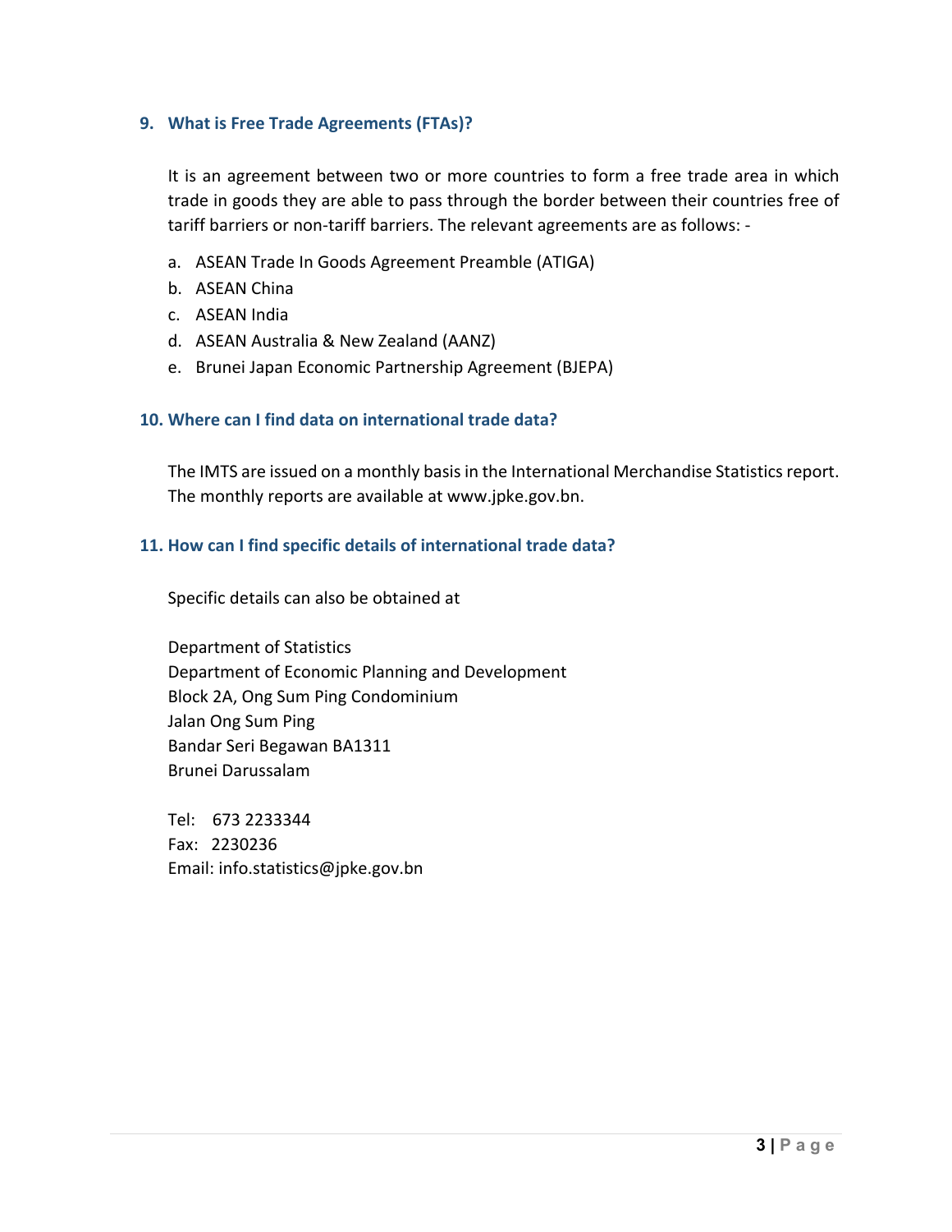## 9. What is Free Trade Agreements (FTAs)?

It is an agreement between two or more countries to form a free trade area in which trade in goods they are able to pass through the border between their countries free of tariff barriers or non-tariff barriers. The relevant agreements are as follows: -

a. ASEAN Trade In Goods Agreement Preamble (ATIGA)
b. ASEAN China
c. ASEAN India
d. ASEAN Australia & New Zealand (AANZ)
e. Brunei Japan Economic Partnership Agreement (BJEPA)

## 10. Where can I find data on international trade data?

The IMTS are issued on a monthly basis in the International Merchandise Statistics report. The monthly reports are available at www.jpke.gov.bn.

## 11. How can I find specific details of international trade data?

Specific details can also be obtained at

Department of Statistics
Department of Economic Planning and Development
Block 2A, Ong Sum Ping Condominium
Jalan Ong Sum Ping
Bandar Seri Begawan BA1311
Brunei Darussalam

Tel: 673 2233344
Fax: 2230236
Email: info.statistics@jpke.gov.bn